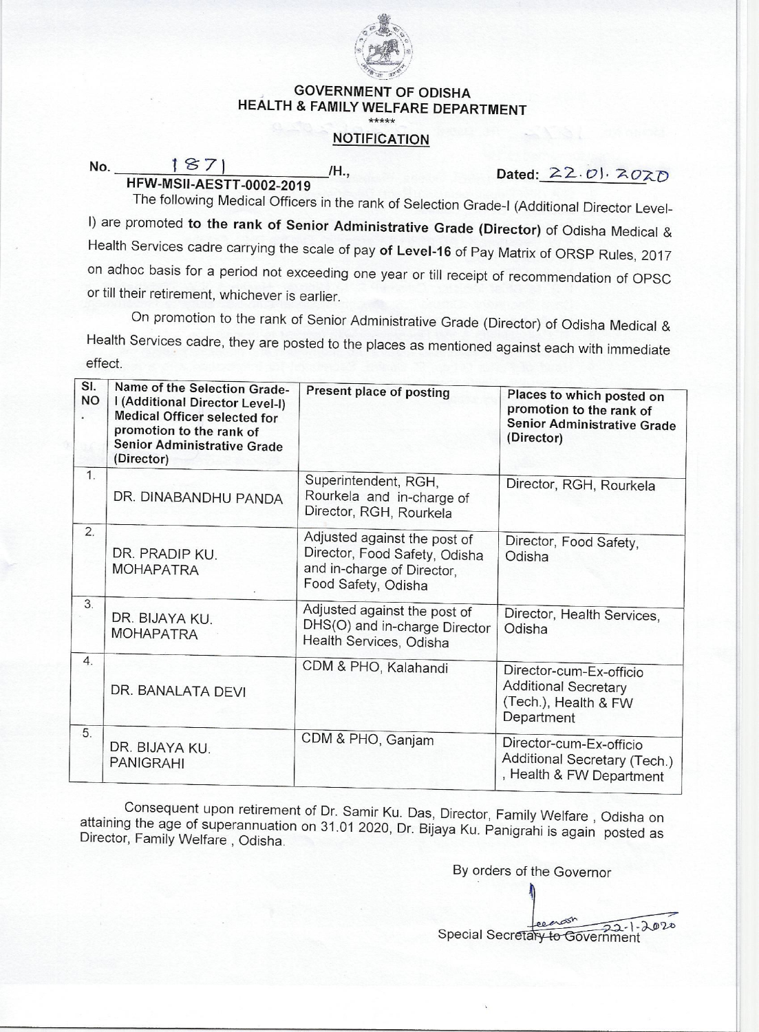**GOVERNMENT OF ODISHA**
**HEALTH & FAMILY WELFARE DEPARTMENT**

\*\*\*\*\*

**NOTIFICATION**

No. 1871 /H., Dated: 22.01.2020

**HFW-MSII-AESTT-0002-2019**

The following Medical Officers in the rank of Selection Grade-I (Additional Director Level-I) are promoted **to the rank of Senior Administrative Grade (Director)** of Odisha Medical & Health Services cadre carrying the scale of pay **of Level-16** of Pay Matrix of ORSP Rules, 2017 on adhoc basis for a period not exceeding one year or till receipt of recommendation of OPSC or till their retirement, whichever is earlier.

On promotion to the rank of Senior Administrative Grade (Director) of Odisha Medical & Health Services cadre, they are posted to the places as mentioned against each with immediate effect.

| Sl. NO. | Name of the Selection Grade-I (Additional Director Level-I) Medical Officer selected for promotion to the rank of Senior Administrative Grade (Director) | Present place of posting | Places to which posted on promotion to the rank of Senior Administrative Grade (Director) |
|---|---|---|---|
| 1. | DR. DINABANDHU PANDA | Superintendent, RGH, Rourkela and in-charge of Director, RGH, Rourkela | Director, RGH, Rourkela |
| 2. | DR. PRADIP KU. MOHAPATRA | Adjusted against the post of Director, Food Safety, Odisha and in-charge of Director, Food Safety, Odisha | Director, Food Safety, Odisha |
| 3. | DR. BIJAYA KU. MOHAPATRA | Adjusted against the post of DHS(O) and in-charge Director Health Services, Odisha | Director, Health Services, Odisha |
| 4. | DR. BANALATA DEVI | CDM & PHO, Kalahandi | Director-cum-Ex-officio Additional Secretary (Tech.), Health & FW Department |
| 5. | DR. BIJAYA KU. PANIGRAHI | CDM & PHO, Ganjam | Director-cum-Ex-officio Additional Secretary (Tech.), Health & FW Department |

Consequent upon retirement of Dr. Samir Ku. Das, Director, Family Welfare, Odisha on attaining the age of superannuation on 31.01 2020, Dr. Bijaya Ku. Panigrahi is again posted as Director, Family Welfare, Odisha.

By orders of the Governor

22-1-2020

Special Secretary to Government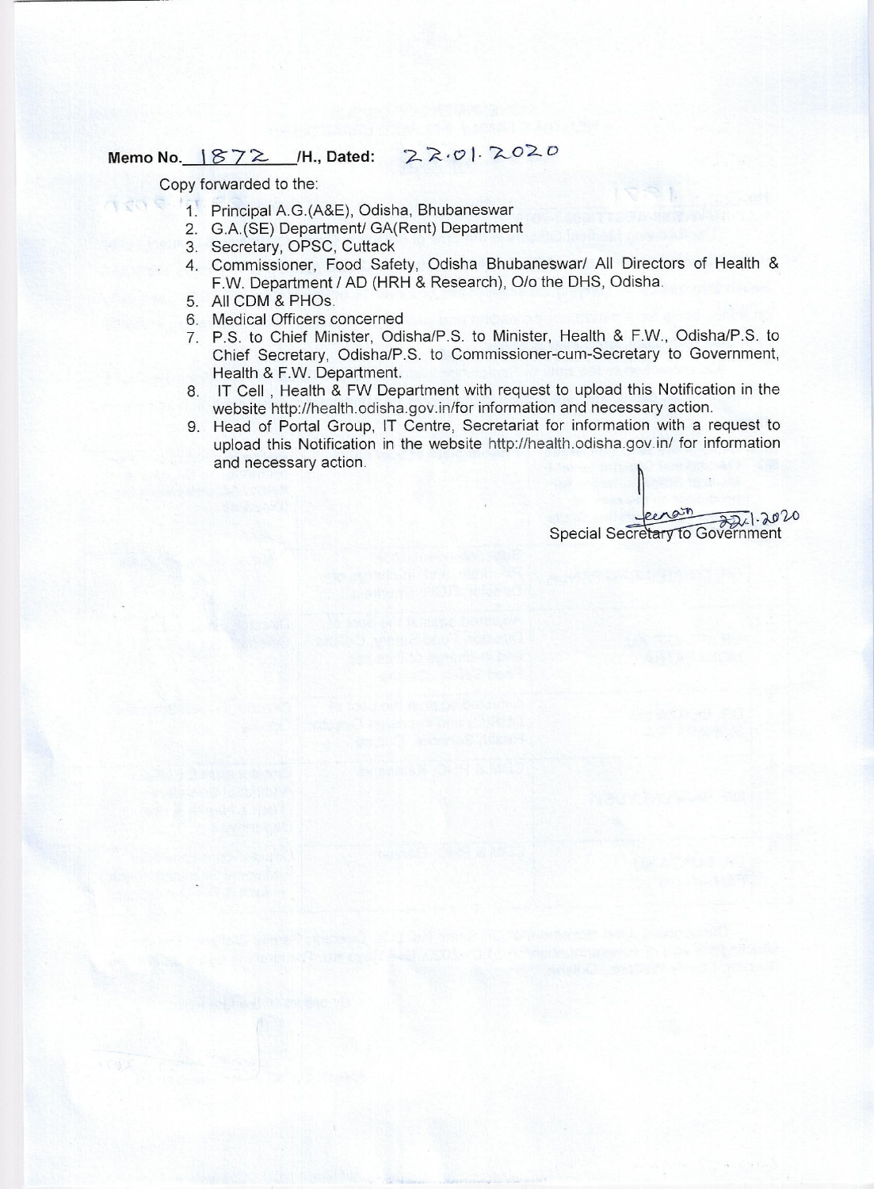**Memo No.** 1872 **/H., Dated:** 22.01.2020

Copy forwarded to the:

1. Principal A.G.(A&E), Odisha, Bhubaneswar
2. G.A.(SE) Department/ GA(Rent) Department
3. Secretary, OPSC, Cuttack
4. Commissioner, Food Safety, Odisha Bhubaneswar/ All Directors of Health & F.W. Department / AD (HRH & Research), O/o the DHS, Odisha.
5. All CDM & PHOs.
6. Medical Officers concerned
7. P.S. to Chief Minister, Odisha/P.S. to Minister, Health & F.W., Odisha/P.S. to Chief Secretary, Odisha/P.S. to Commissioner-cum-Secretary to Government, Health & F.W. Department.
8. IT Cell , Health & FW Department with request to upload this Notification in the website http://health.odisha.gov.in/for information and necessary action.
9. Head of Portal Group, IT Centre, Secretariat for information with a request to upload this Notification in the website http://health.odisha.gov.in/ for information and necessary action.

22.1.2020
Special Secretary to Government